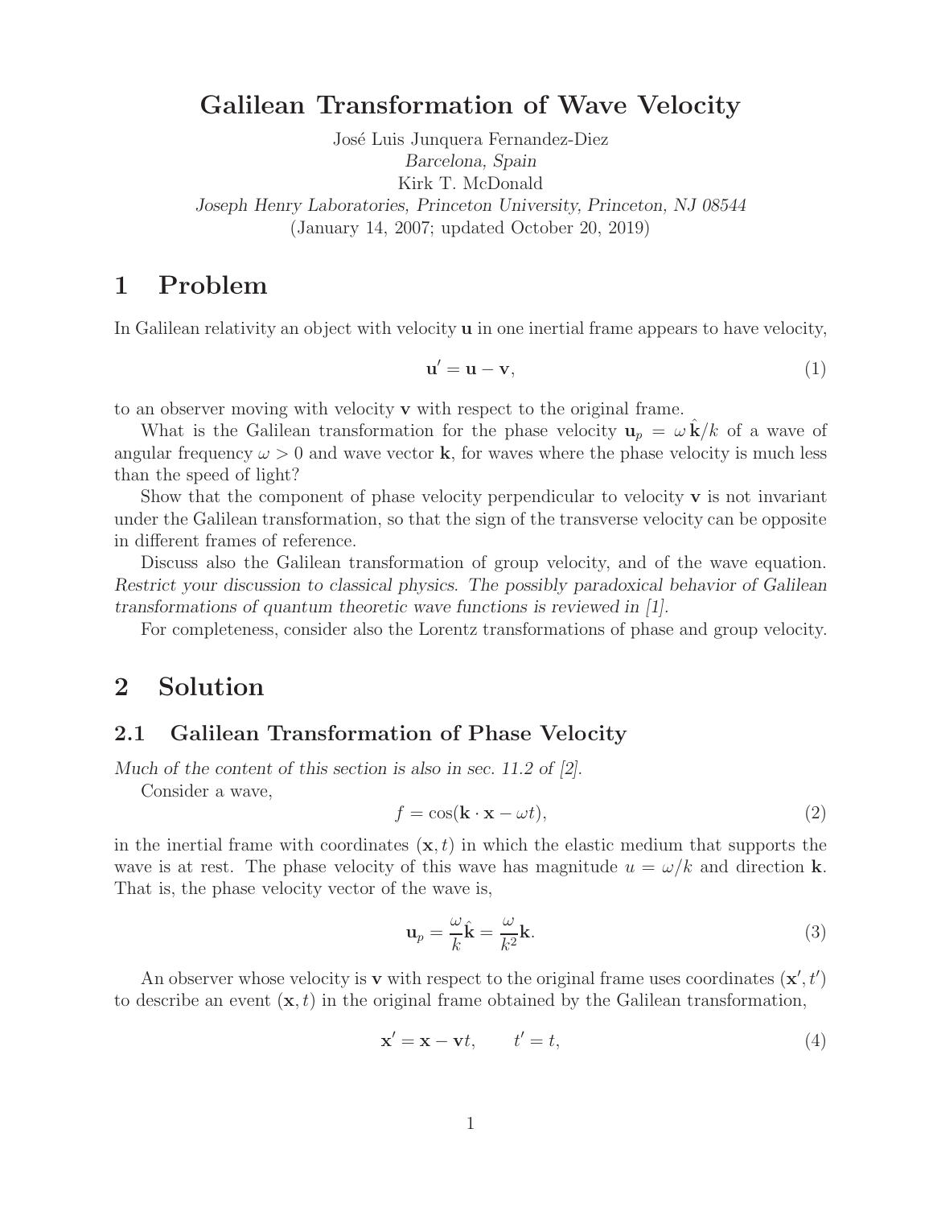# Galilean Transformation of Wave Velocity

José Luis Junquera Fernandez-Diez
*Barcelona, Spain*
Kirk T. McDonald
*Joseph Henry Laboratories, Princeton University, Princeton, NJ 08544*
(January 14, 2007; updated October 20, 2019)

# 1 Problem

In Galilean relativity an object with velocity $\mathbf{u}$ in one inertial frame appears to have velocity,

$$\mathbf{u}' = \mathbf{u} - \mathbf{v}, \tag{1}$$

to an observer moving with velocity $\mathbf{v}$ with respect to the original frame.

What is the Galilean transformation for the phase velocity $\mathbf{u}_p = \omega\,\hat{\mathbf{k}}/k$ of a wave of angular frequency $\omega > 0$ and wave vector $\mathbf{k}$, for waves where the phase velocity is much less than the speed of light?

Show that the component of phase velocity perpendicular to velocity $\mathbf{v}$ is not invariant under the Galilean transformation, so that the sign of the transverse velocity can be opposite in different frames of reference.

Discuss also the Galilean transformation of group velocity, and of the wave equation. *Restrict your discussion to classical physics. The possibly paradoxical behavior of Galilean transformations of quantum theoretic wave functions is reviewed in [1].*

For completeness, consider also the Lorentz transformations of phase and group velocity.

# 2 Solution

## 2.1 Galilean Transformation of Phase Velocity

*Much of the content of this section is also in sec. 11.2 of [2].*

Consider a wave,

$$f = \cos(\mathbf{k} \cdot \mathbf{x} - \omega t), \tag{2}$$

in the inertial frame with coordinates $(\mathbf{x}, t)$ in which the elastic medium that supports the wave is at rest. The phase velocity of this wave has magnitude $u = \omega/k$ and direction $\mathbf{k}$. That is, the phase velocity vector of the wave is,

$$\mathbf{u}_p = \frac{\omega}{k}\hat{\mathbf{k}} = \frac{\omega}{k^2}\mathbf{k}. \tag{3}$$

An observer whose velocity is $\mathbf{v}$ with respect to the original frame uses coordinates $(\mathbf{x}', t')$ to describe an event $(\mathbf{x}, t)$ in the original frame obtained by the Galilean transformation,

$$\mathbf{x}' = \mathbf{x} - \mathbf{v}t, \qquad t' = t, \tag{4}$$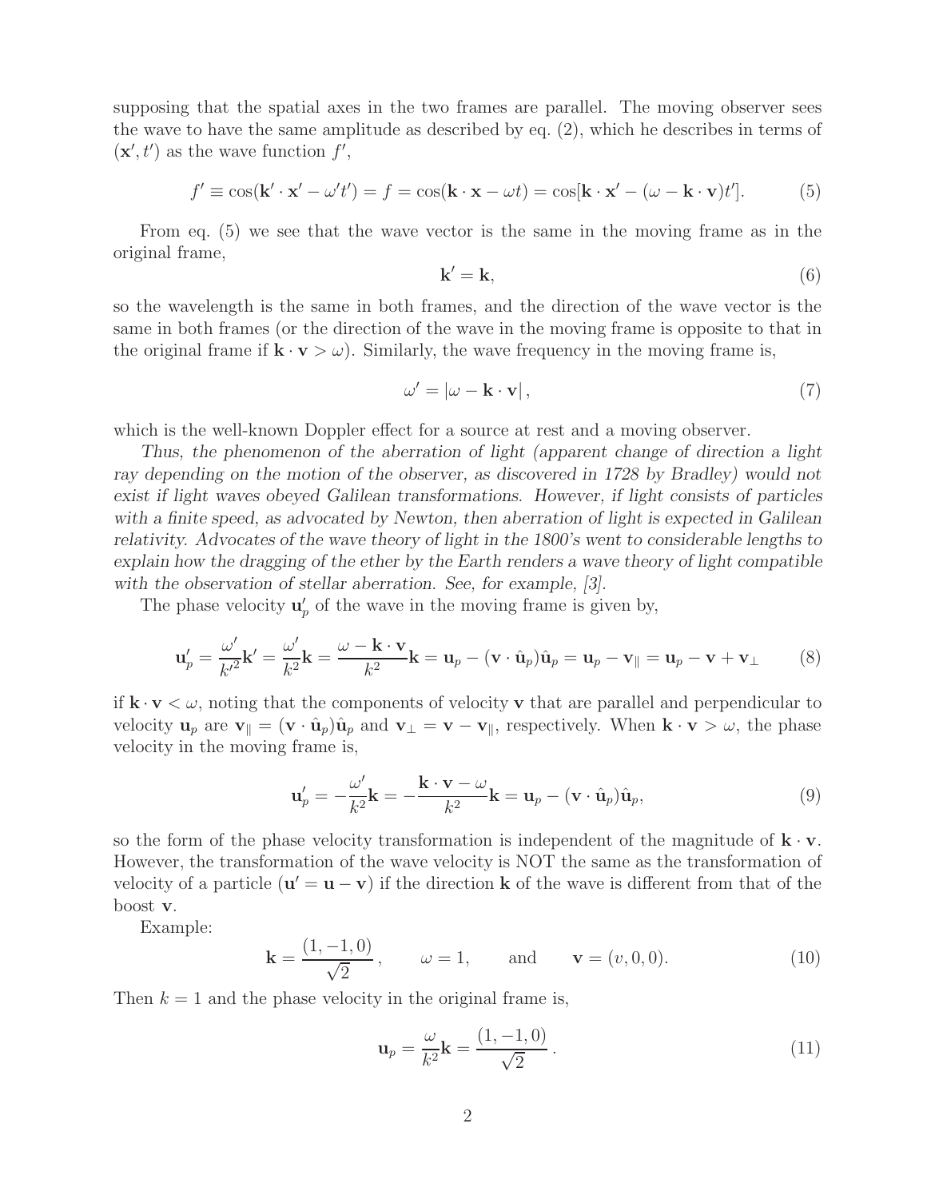supposing that the spatial axes in the two frames are parallel. The moving observer sees the wave to have the same amplitude as described by eq. (2), which he describes in terms of $(\mathbf{x}', t')$ as the wave function $f'$,

$$f' \equiv \cos(\mathbf{k}' \cdot \mathbf{x}' - \omega' t') = f = \cos(\mathbf{k} \cdot \mathbf{x} - \omega t) = \cos[\mathbf{k} \cdot \mathbf{x}' - (\omega - \mathbf{k} \cdot \mathbf{v})t']. \tag{5}$$

From eq. (5) we see that the wave vector is the same in the moving frame as in the original frame,

$$\mathbf{k}' = \mathbf{k}, \tag{6}$$

so the wavelength is the same in both frames, and the direction of the wave vector is the same in both frames (or the direction of the wave in the moving frame is opposite to that in the original frame if $\mathbf{k} \cdot \mathbf{v} > \omega$). Similarly, the wave frequency in the moving frame is,

$$\omega' = |\omega - \mathbf{k} \cdot \mathbf{v}|, \tag{7}$$

which is the well-known Doppler effect for a source at rest and a moving observer.

*Thus, the phenomenon of the aberration of light (apparent change of direction a light ray depending on the motion of the observer, as discovered in 1728 by Bradley) would not exist if light waves obeyed Galilean transformations. However, if light consists of particles with a finite speed, as advocated by Newton, then aberration of light is expected in Galilean relativity. Advocates of the wave theory of light in the 1800's went to considerable lengths to explain how the dragging of the ether by the Earth renders a wave theory of light compatible with the observation of stellar aberration. See, for example, [3].*

The phase velocity $\mathbf{u}'_p$ of the wave in the moving frame is given by,

$$\mathbf{u}'_p = \frac{\omega'}{k'^2}\mathbf{k}' = \frac{\omega'}{k^2}\mathbf{k} = \frac{\omega - \mathbf{k} \cdot \mathbf{v}}{k^2}\mathbf{k} = \mathbf{u}_p - (\mathbf{v} \cdot \hat{\mathbf{u}}_p)\hat{\mathbf{u}}_p = \mathbf{u}_p - \mathbf{v}_\parallel = \mathbf{u}_p - \mathbf{v} + \mathbf{v}_\perp \tag{8}$$

if $\mathbf{k} \cdot \mathbf{v} < \omega$, noting that the components of velocity $\mathbf{v}$ that are parallel and perpendicular to velocity $\mathbf{u}_p$ are $\mathbf{v}_\parallel = (\mathbf{v} \cdot \hat{\mathbf{u}}_p)\hat{\mathbf{u}}_p$ and $\mathbf{v}_\perp = \mathbf{v} - \mathbf{v}_\parallel$, respectively. When $\mathbf{k} \cdot \mathbf{v} > \omega$, the phase velocity in the moving frame is,

$$\mathbf{u}'_p = -\frac{\omega'}{k^2}\mathbf{k} = -\frac{\mathbf{k} \cdot \mathbf{v} - \omega}{k^2}\mathbf{k} = \mathbf{u}_p - (\mathbf{v} \cdot \hat{\mathbf{u}}_p)\hat{\mathbf{u}}_p, \tag{9}$$

so the form of the phase velocity transformation is independent of the magnitude of $\mathbf{k} \cdot \mathbf{v}$. However, the transformation of the wave velocity is NOT the same as the transformation of velocity of a particle ($\mathbf{u}' = \mathbf{u} - \mathbf{v}$) if the direction $\mathbf{k}$ of the wave is different from that of the boost $\mathbf{v}$.

Example:

$$\mathbf{k} = \frac{(1, -1, 0)}{\sqrt{2}}, \qquad \omega = 1, \qquad \text{and} \qquad \mathbf{v} = (v, 0, 0). \tag{10}$$

Then $k = 1$ and the phase velocity in the original frame is,

$$\mathbf{u}_p = \frac{\omega}{k^2}\mathbf{k} = \frac{(1, -1, 0)}{\sqrt{2}}. \tag{11}$$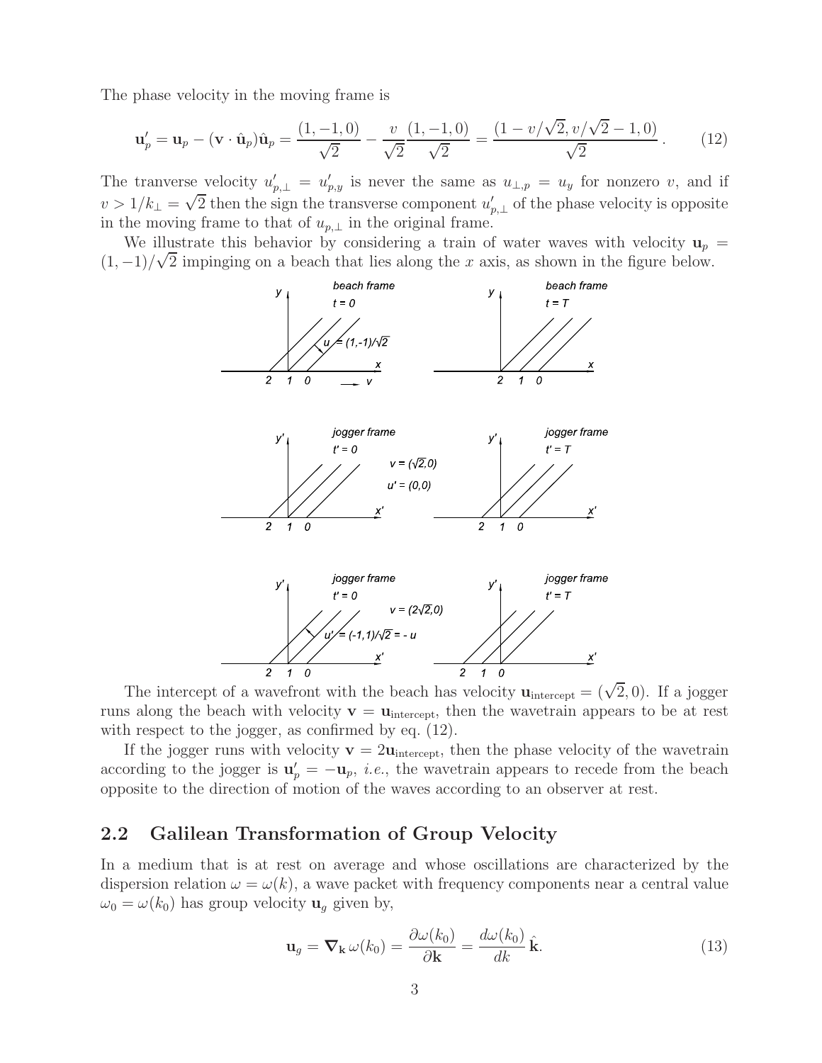The phase velocity in the moving frame is

$$\mathbf{u}'_p = \mathbf{u}_p - (\mathbf{v} \cdot \hat{\mathbf{u}}_p)\hat{\mathbf{u}}_p = \frac{(1,-1,0)}{\sqrt{2}} - \frac{v}{\sqrt{2}}\frac{(1,-1,0)}{\sqrt{2}} = \frac{(1 - v/\sqrt{2}, v/\sqrt{2} - 1, 0)}{\sqrt{2}} . \tag{12}$$

The tranverse velocity $u'_{p,\perp} = u'_{p,y}$ is never the same as $u_{\perp,p} = u_y$ for nonzero $v$, and if $v > 1/k_\perp = \sqrt{2}$ then the sign the transverse component $u'_{p,\perp}$ of the phase velocity is opposite in the moving frame to that of $u_{p,\perp}$ in the original frame.

We illustrate this behavior by considering a train of water waves with velocity $\mathbf{u}_p = (1,-1)/\sqrt{2}$ impinging on a beach that lies along the $x$ axis, as shown in the figure below.

The intercept of a wavefront with the beach has velocity $\mathbf{u}_{\rm intercept} = (\sqrt{2}, 0)$. If a jogger runs along the beach with velocity $\mathbf{v} = \mathbf{u}_{\rm intercept}$, then the wavetrain appears to be at rest with respect to the jogger, as confirmed by eq. (12).

If the jogger runs with velocity $\mathbf{v} = 2\mathbf{u}_{\rm intercept}$, then the phase velocity of the wavetrain according to the jogger is $\mathbf{u}'_p = -\mathbf{u}_p$, *i.e.*, the wavetrain appears to recede from the beach opposite to the direction of motion of the waves according to an observer at rest.

## 2.2 Galilean Transformation of Group Velocity

In a medium that is at rest on average and whose oscillations are characterized by the dispersion relation $\omega = \omega(k)$, a wave packet with frequency components near a central value $\omega_0 = \omega(k_0)$ has group velocity $\mathbf{u}_g$ given by,

$$\mathbf{u}_g = \boldsymbol{\nabla}_{\mathbf{k}}\, \omega(k_0) = \frac{\partial \omega(k_0)}{\partial \mathbf{k}} = \frac{d\omega(k_0)}{dk}\, \hat{\mathbf{k}}. \tag{13}$$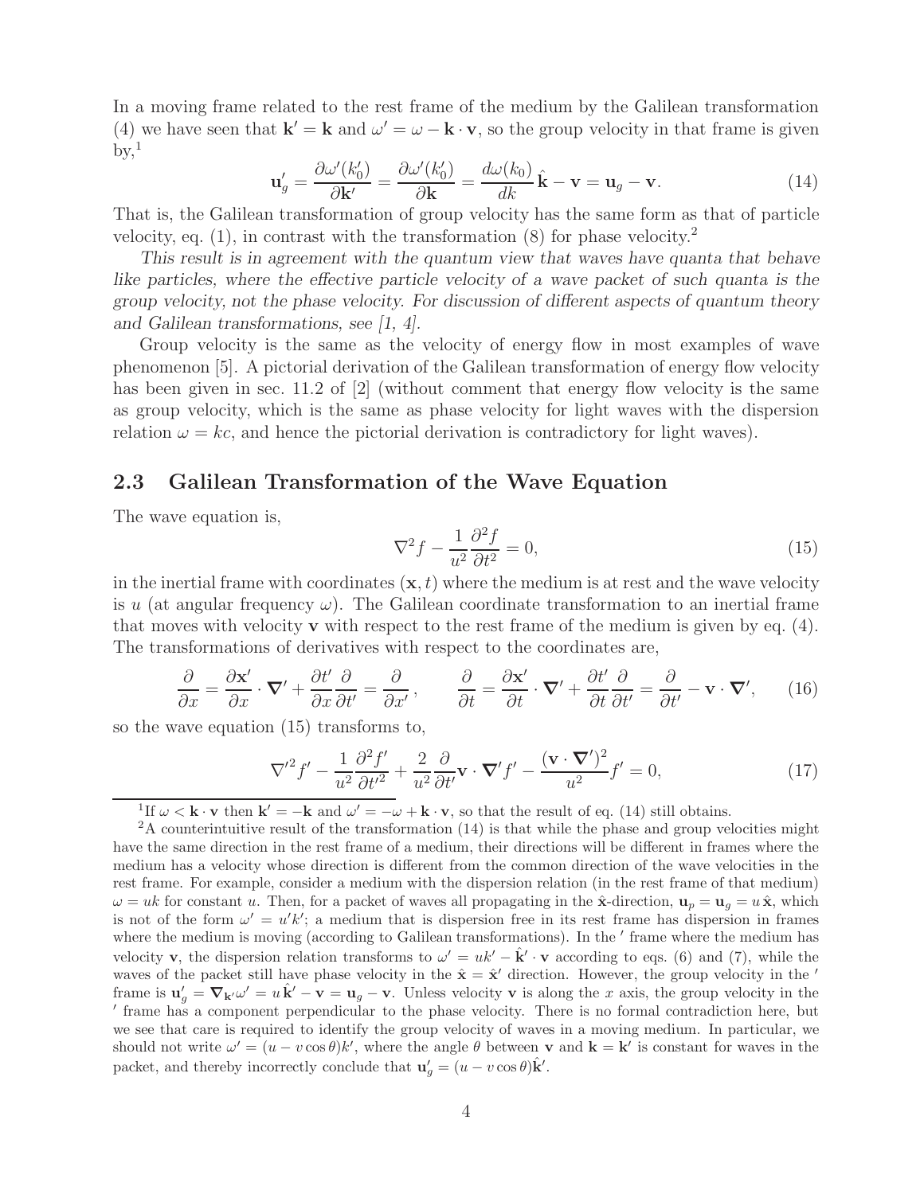In a moving frame related to the rest frame of the medium by the Galilean transformation (4) we have seen that $\mathbf{k}' = \mathbf{k}$ and $\omega' = \omega - \mathbf{k}\cdot\mathbf{v}$, so the group velocity in that frame is given by,[1]

$$\mathbf{u}'_g = \frac{\partial \omega'(k'_0)}{\partial \mathbf{k}'} = \frac{\partial \omega'(k'_0)}{\partial \mathbf{k}} = \frac{d\omega(k_0)}{dk}\,\hat{\mathbf{k}} - \mathbf{v} = \mathbf{u}_g - \mathbf{v}. \tag{14}$$

That is, the Galilean transformation of group velocity has the same form as that of particle velocity, eq. (1), in contrast with the transformation (8) for phase velocity.[2]

*This result is in agreement with the quantum view that waves have quanta that behave like particles, where the effective particle velocity of a wave packet of such quanta is the group velocity, not the phase velocity. For discussion of different aspects of quantum theory and Galilean transformations, see [1, 4].*

Group velocity is the same as the velocity of energy flow in most examples of wave phenomenon [5]. A pictorial derivation of the Galilean transformation of energy flow velocity has been given in sec. 11.2 of [2] (without comment that energy flow velocity is the same as group velocity, which is the same as phase velocity for light waves with the dispersion relation $\omega = kc$, and hence the pictorial derivation is contradictory for light waves).

## 2.3 Galilean Transformation of the Wave Equation

The wave equation is,

$$\nabla^2 f - \frac{1}{u^2}\frac{\partial^2 f}{\partial t^2} = 0, \tag{15}$$

in the inertial frame with coordinates $(\mathbf{x}, t)$ where the medium is at rest and the wave velocity is $u$ (at angular frequency $\omega$). The Galilean coordinate transformation to an inertial frame that moves with velocity $\mathbf{v}$ with respect to the rest frame of the medium is given by eq. (4). The transformations of derivatives with respect to the coordinates are,

$$\frac{\partial}{\partial x} = \frac{\partial \mathbf{x}'}{\partial x}\cdot\boldsymbol{\nabla}' + \frac{\partial t'}{\partial x}\frac{\partial}{\partial t'} = \frac{\partial}{\partial x'}\,, \qquad \frac{\partial}{\partial t} = \frac{\partial \mathbf{x}'}{\partial t}\cdot\boldsymbol{\nabla}' + \frac{\partial t'}{\partial t}\frac{\partial}{\partial t'} = \frac{\partial}{\partial t'} - \mathbf{v}\cdot\boldsymbol{\nabla}', \tag{16}$$

so the wave equation (15) transforms to,

$$\nabla'^2 f' - \frac{1}{u^2}\frac{\partial^2 f'}{\partial t'^2} + \frac{2}{u^2}\frac{\partial}{\partial t'}\mathbf{v}\cdot\boldsymbol{\nabla}' f' - \frac{(\mathbf{v}\cdot\boldsymbol{\nabla}')^2}{u^2} f' = 0, \tag{17}$$

---

[1] If $\omega < \mathbf{k}\cdot\mathbf{v}$ then $\mathbf{k}' = -\mathbf{k}$ and $\omega' = -\omega + \mathbf{k}\cdot\mathbf{v}$, so that the result of eq. (14) still obtains.

[2] A counterintuitive result of the transformation (14) is that while the phase and group velocities might have the same direction in the rest frame of a medium, their directions will be different in frames where the medium has a velocity whose direction is different from the common direction of the wave velocities in the rest frame. For example, consider a medium with the dispersion relation (in the rest frame of that medium) $\omega = uk$ for constant $u$. Then, for a packet of waves all propagating in the $\hat{\mathbf{x}}$-direction, $\mathbf{u}_p = \mathbf{u}_g = u\,\hat{\mathbf{x}}$, which is not of the form $\omega' = u'k'$; a medium that is dispersion free in its rest frame has dispersion in frames where the medium is moving (according to Galilean transformations). In the $'$ frame where the medium has velocity $\mathbf{v}$, the dispersion relation transforms to $\omega' = uk' - \hat{\mathbf{k}}'\cdot\mathbf{v}$ according to eqs. (6) and (7), while the waves of the packet still have phase velocity in the $\hat{\mathbf{x}} = \hat{\mathbf{x}}'$ direction. However, the group velocity in the $'$ frame is $\mathbf{u}'_g = \boldsymbol{\nabla}_{\mathbf{k}'}\omega' = u\,\hat{\mathbf{k}}' - \mathbf{v} = \mathbf{u}_g - \mathbf{v}$. Unless velocity $\mathbf{v}$ is along the $x$ axis, the group velocity in the $'$ frame has a component perpendicular to the phase velocity. There is no formal contradiction here, but we see that care is required to identify the group velocity of waves in a moving medium. In particular, we should not write $\omega' = (u - v\cos\theta)k'$, where the angle $\theta$ between $\mathbf{v}$ and $\mathbf{k} = \mathbf{k}'$ is constant for waves in the packet, and thereby incorrectly conclude that $\mathbf{u}'_g = (u - v\cos\theta)\hat{\mathbf{k}}'$.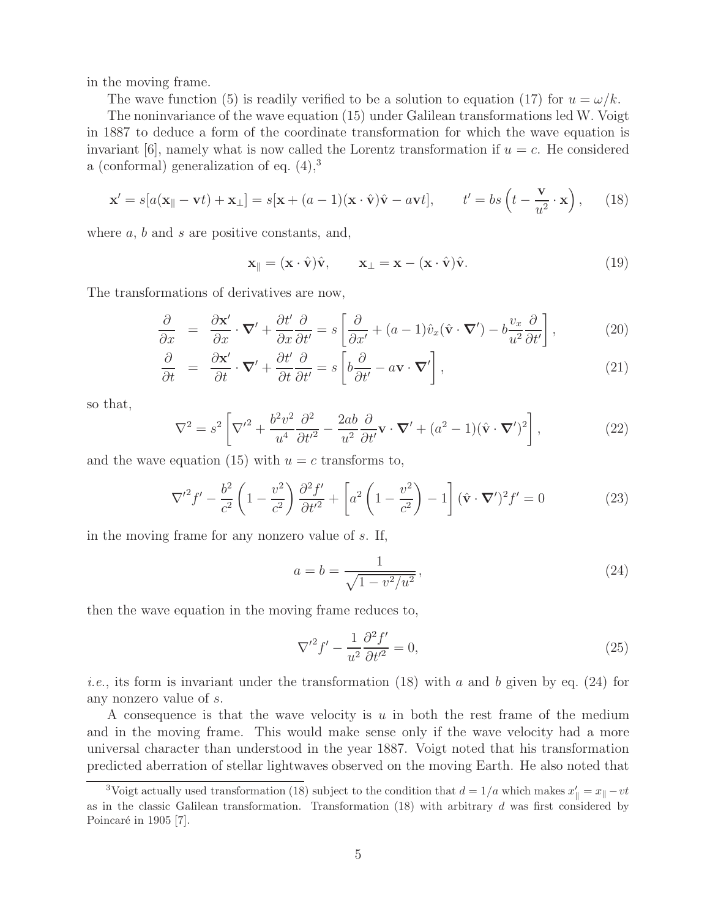in the moving frame.

The wave function (5) is readily verified to be a solution to equation (17) for $u = \omega/k$.

The noninvariance of the wave equation (15) under Galilean transformations led W. Voigt in 1887 to deduce a form of the coordinate transformation for which the wave equation is invariant [6], namely what is now called the Lorentz transformation if $u = c$. He considered a (conformal) generalization of eq. (4),[3]

$$\mathbf{x}' = s[a(\mathbf{x}_\parallel - \mathbf{v}t) + \mathbf{x}_\perp] = s[\mathbf{x} + (a-1)(\mathbf{x}\cdot\hat{\mathbf{v}})\hat{\mathbf{v}} - a\mathbf{v}t], \qquad t' = bs\left(t - \frac{\mathbf{v}}{u^2}\cdot\mathbf{x}\right), \tag{18}$$

where $a$, $b$ and $s$ are positive constants, and,

$$\mathbf{x}_\parallel = (\mathbf{x}\cdot\hat{\mathbf{v}})\hat{\mathbf{v}}, \qquad \mathbf{x}_\perp = \mathbf{x} - (\mathbf{x}\cdot\hat{\mathbf{v}})\hat{\mathbf{v}}. \tag{19}$$

The transformations of derivatives are now,

$$\frac{\partial}{\partial x} = \frac{\partial \mathbf{x}'}{\partial x}\cdot\boldsymbol{\nabla}' + \frac{\partial t'}{\partial x}\frac{\partial}{\partial t'} = s\left[\frac{\partial}{\partial x'} + (a-1)\hat{v}_x(\hat{\mathbf{v}}\cdot\boldsymbol{\nabla}') - b\frac{v_x}{u^2}\frac{\partial}{\partial t'}\right], \tag{20}$$

$$\frac{\partial}{\partial t} = \frac{\partial \mathbf{x}'}{\partial t}\cdot\boldsymbol{\nabla}' + \frac{\partial t'}{\partial t}\frac{\partial}{\partial t'} = s\left[b\frac{\partial}{\partial t'} - a\mathbf{v}\cdot\boldsymbol{\nabla}'\right], \tag{21}$$

so that,

$$\nabla^2 = s^2\left[\nabla'^2 + \frac{b^2v^2}{u^4}\frac{\partial^2}{\partial t'^2} - \frac{2ab}{u^2}\frac{\partial}{\partial t'}\mathbf{v}\cdot\boldsymbol{\nabla}' + (a^2-1)(\hat{\mathbf{v}}\cdot\boldsymbol{\nabla}')^2\right], \tag{22}$$

and the wave equation (15) with $u = c$ transforms to,

$$\nabla'^2 f' - \frac{b^2}{c^2}\left(1 - \frac{v^2}{c^2}\right)\frac{\partial^2 f'}{\partial t'^2} + \left[a^2\left(1 - \frac{v^2}{c^2}\right) - 1\right](\hat{\mathbf{v}}\cdot\boldsymbol{\nabla}')^2 f' = 0 \tag{23}$$

in the moving frame for any nonzero value of $s$. If,

$$a = b = \frac{1}{\sqrt{1 - v^2/u^2}}, \tag{24}$$

then the wave equation in the moving frame reduces to,

$$\nabla'^2 f' - \frac{1}{u^2}\frac{\partial^2 f'}{\partial t'^2} = 0, \tag{25}$$

*i.e.*, its form is invariant under the transformation (18) with $a$ and $b$ given by eq. (24) for any nonzero value of $s$.

A consequence is that the wave velocity is $u$ in both the rest frame of the medium and in the moving frame. This would make sense only if the wave velocity had a more universal character than understood in the year 1887. Voigt noted that his transformation predicted aberration of stellar lightwaves observed on the moving Earth. He also noted that

[3] Voigt actually used transformation (18) subject to the condition that $d = 1/a$ which makes $x'_\parallel = x_\parallel - vt$ as in the classic Galilean transformation. Transformation (18) with arbitrary $d$ was first considered by Poincaré in 1905 [7].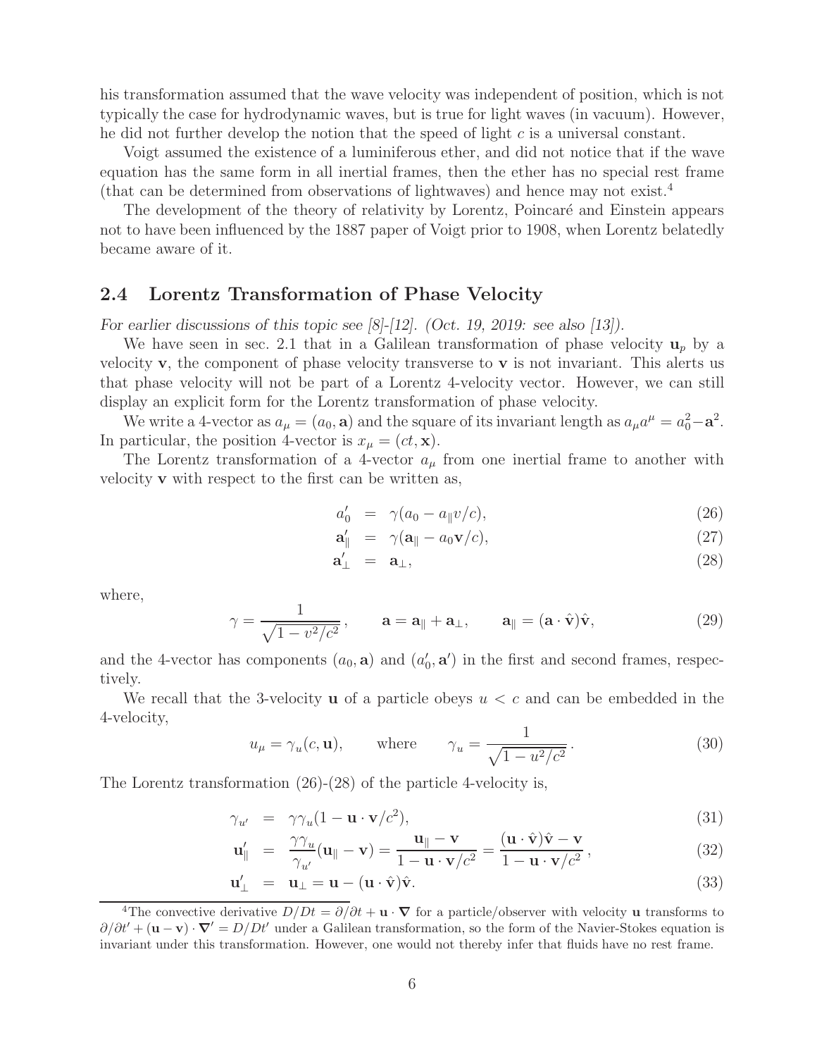his transformation assumed that the wave velocity was independent of position, which is not typically the case for hydrodynamic waves, but is true for light waves (in vacuum). However, he did not further develop the notion that the speed of light $c$ is a universal constant.

Voigt assumed the existence of a luminiferous ether, and did not notice that if the wave equation has the same form in all inertial frames, then the ether has no special rest frame (that can be determined from observations of lightwaves) and hence may not exist.[4]

The development of the theory of relativity by Lorentz, Poincaré and Einstein appears not to have been influenced by the 1887 paper of Voigt prior to 1908, when Lorentz belatedly became aware of it.

## 2.4 Lorentz Transformation of Phase Velocity

*For earlier discussions of this topic see [8]-[12]. (Oct. 19, 2019: see also [13]).*

We have seen in sec. 2.1 that in a Galilean transformation of phase velocity $\mathbf{u}_p$ by a velocity $\mathbf{v}$, the component of phase velocity transverse to $\mathbf{v}$ is not invariant. This alerts us that phase velocity will not be part of a Lorentz 4-velocity vector. However, we can still display an explicit form for the Lorentz transformation of phase velocity.

We write a 4-vector as $a_\mu = (a_0, \mathbf{a})$ and the square of its invariant length as $a_\mu a^\mu = a_0^2 - \mathbf{a}^2$. In particular, the position 4-vector is $x_\mu = (ct, \mathbf{x})$.

The Lorentz transformation of a 4-vector $a_\mu$ from one inertial frame to another with velocity $\mathbf{v}$ with respect to the first can be written as,

$$a'_0 = \gamma(a_0 - a_\parallel v/c), \tag{26}$$

$$\mathbf{a}'_\parallel = \gamma(\mathbf{a}_\parallel - a_0 \mathbf{v}/c), \tag{27}$$

$$\mathbf{a}'_\perp = \mathbf{a}_\perp, \tag{28}$$

where,

$$\gamma = \frac{1}{\sqrt{1 - v^2/c^2}}, \qquad \mathbf{a} = \mathbf{a}_\parallel + \mathbf{a}_\perp, \qquad \mathbf{a}_\parallel = (\mathbf{a} \cdot \hat{\mathbf{v}})\hat{\mathbf{v}}, \tag{29}$$

and the 4-vector has components $(a_0, \mathbf{a})$ and $(a'_0, \mathbf{a}')$ in the first and second frames, respectively.

We recall that the 3-velocity $\mathbf{u}$ of a particle obeys $u < c$ and can be embedded in the 4-velocity,

$$u_\mu = \gamma_u(c, \mathbf{u}), \qquad \text{where} \qquad \gamma_u = \frac{1}{\sqrt{1 - u^2/c^2}}. \tag{30}$$

The Lorentz transformation (26)-(28) of the particle 4-velocity is,

$$\gamma_{u'} = \gamma\gamma_u(1 - \mathbf{u} \cdot \mathbf{v}/c^2), \tag{31}$$

$$\mathbf{u}'_\parallel = \frac{\gamma\gamma_u}{\gamma_{u'}}(\mathbf{u}_\parallel - \mathbf{v}) = \frac{\mathbf{u}_\parallel - \mathbf{v}}{1 - \mathbf{u} \cdot \mathbf{v}/c^2} = \frac{(\mathbf{u} \cdot \hat{\mathbf{v}})\hat{\mathbf{v}} - \mathbf{v}}{1 - \mathbf{u} \cdot \mathbf{v}/c^2}, \tag{32}$$

$$\mathbf{u}'_\perp = \mathbf{u}_\perp = \mathbf{u} - (\mathbf{u} \cdot \hat{\mathbf{v}})\hat{\mathbf{v}}. \tag{33}$$

---

[4] The convective derivative $D/Dt = \partial/\partial t + \mathbf{u} \cdot \boldsymbol{\nabla}$ for a particle/observer with velocity $\mathbf{u}$ transforms to $\partial/\partial t' + (\mathbf{u} - \mathbf{v}) \cdot \boldsymbol{\nabla}' = D/Dt'$ under a Galilean transformation, so the form of the Navier-Stokes equation is invariant under this transformation. However, one would not thereby infer that fluids have no rest frame.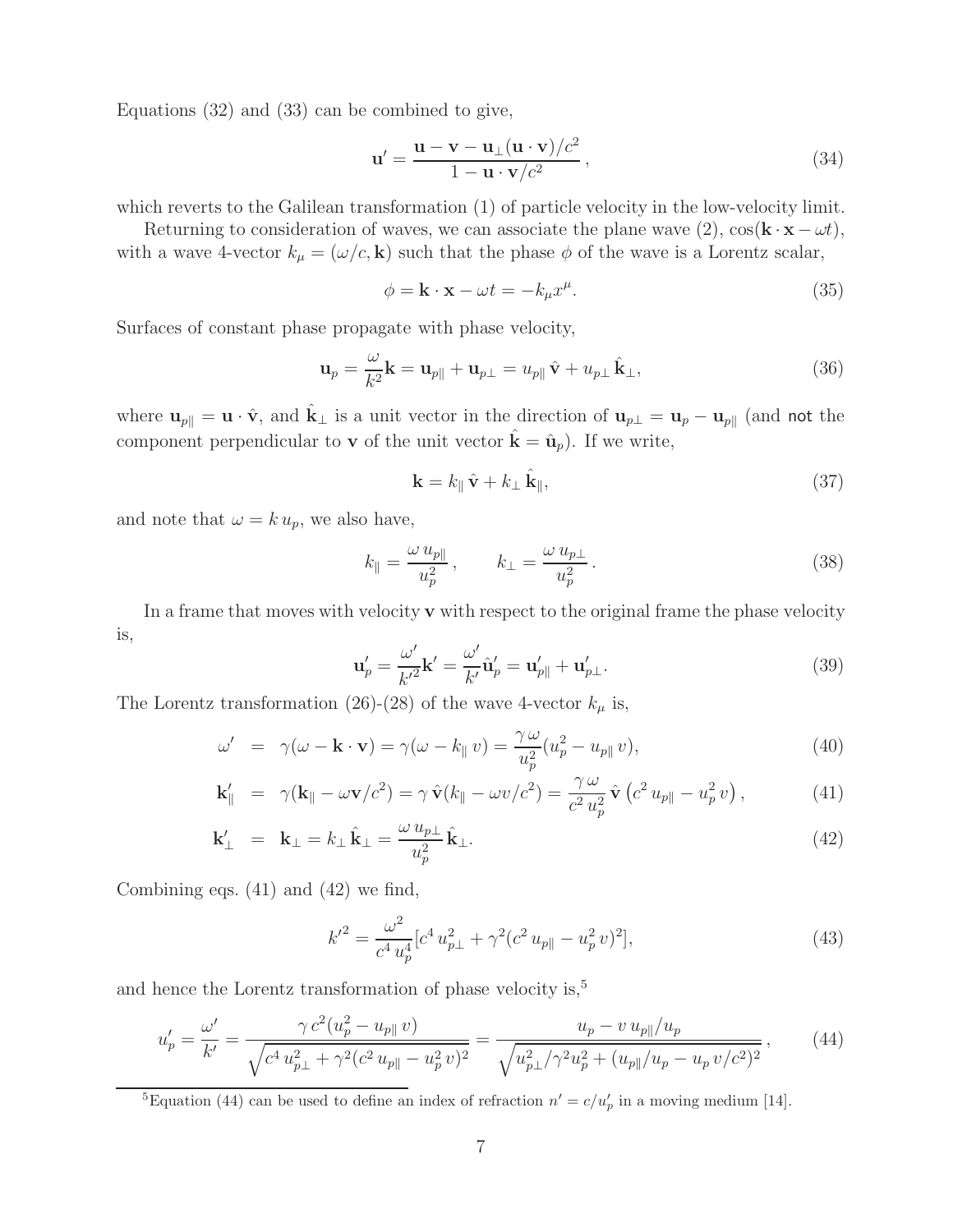Equations (32) and (33) can be combined to give,

$$\mathbf{u}' = \frac{\mathbf{u} - \mathbf{v} - \mathbf{u}_\perp(\mathbf{u}\cdot\mathbf{v})/c^2}{1 - \mathbf{u}\cdot\mathbf{v}/c^2}\,, \tag{34}$$

which reverts to the Galilean transformation (1) of particle velocity in the low-velocity limit.

Returning to consideration of waves, we can associate the plane wave (2), $\cos(\mathbf{k}\cdot\mathbf{x} - \omega t)$, with a wave 4-vector $k_\mu = (\omega/c, \mathbf{k})$ such that the phase $\phi$ of the wave is a Lorentz scalar,

$$\phi = \mathbf{k}\cdot\mathbf{x} - \omega t = -k_\mu x^\mu. \tag{35}$$

Surfaces of constant phase propagate with phase velocity,

$$\mathbf{u}_p = \frac{\omega}{k^2}\mathbf{k} = \mathbf{u}_{p\parallel} + \mathbf{u}_{p\perp} = u_{p\parallel}\,\hat{\mathbf{v}} + u_{p\perp}\,\hat{\mathbf{k}}_\perp, \tag{36}$$

where $\mathbf{u}_{p\parallel} = \mathbf{u}\cdot\hat{\mathbf{v}}$, and $\hat{\mathbf{k}}_\perp$ is a unit vector in the direction of $\mathbf{u}_{p\perp} = \mathbf{u}_p - \mathbf{u}_{p\parallel}$ (and not the component perpendicular to $\mathbf{v}$ of the unit vector $\hat{\mathbf{k}} = \hat{\mathbf{u}}_p$). If we write,

$$\mathbf{k} = k_\parallel\,\hat{\mathbf{v}} + k_\perp\,\hat{\mathbf{k}}_\parallel, \tag{37}$$

and note that $\omega = k\,u_p$, we also have,

$$k_\parallel = \frac{\omega\, u_{p\parallel}}{u_p^2}\,, \qquad k_\perp = \frac{\omega\, u_{p\perp}}{u_p^2}\,. \tag{38}$$

In a frame that moves with velocity $\mathbf{v}$ with respect to the original frame the phase velocity is,

$$\mathbf{u}'_p = \frac{\omega'}{k'^2}\mathbf{k}' = \frac{\omega'}{k'}\hat{\mathbf{u}}'_p = \mathbf{u}'_{p\parallel} + \mathbf{u}'_{p\perp}. \tag{39}$$

The Lorentz transformation (26)-(28) of the wave 4-vector $k_\mu$ is,

$$\omega' = \gamma(\omega - \mathbf{k}\cdot\mathbf{v}) = \gamma(\omega - k_\parallel\, v) = \frac{\gamma\,\omega}{u_p^2}(u_p^2 - u_{p\parallel}\, v), \tag{40}$$

$$\mathbf{k}'_\parallel = \gamma(\mathbf{k}_\parallel - \omega\mathbf{v}/c^2) = \gamma\,\hat{\mathbf{v}}(k_\parallel - \omega v/c^2) = \frac{\gamma\,\omega}{c^2\, u_p^2}\,\hat{\mathbf{v}}\left(c^2\, u_{p\parallel} - u_p^2\, v\right), \tag{41}$$

$$\mathbf{k}'_\perp = \mathbf{k}_\perp = k_\perp\,\hat{\mathbf{k}}_\perp = \frac{\omega\, u_{p\perp}}{u_p^2}\,\hat{\mathbf{k}}_\perp. \tag{42}$$

Combining eqs. (41) and (42) we find,

$$k'^2 = \frac{\omega^2}{c^4\, u_p^4}[c^4\, u_{p\perp}^2 + \gamma^2(c^2\, u_{p\parallel} - u_p^2\, v)^2], \tag{43}$$

and hence the Lorentz transformation of phase velocity is,[5]

$$u'_p = \frac{\omega'}{k'} = \frac{\gamma\, c^2(u_p^2 - u_{p\parallel}\, v)}{\sqrt{c^4\, u_{p\perp}^2 + \gamma^2(c^2\, u_{p\parallel} - u_p^2\, v)^2}} = \frac{u_p - v\, u_{p\parallel}/u_p}{\sqrt{u_{p\perp}^2/\gamma^2 u_p^2 + (u_{p\parallel}/u_p - u_p\, v/c^2)^2}}\,, \tag{44}$$

[5] Equation (44) can be used to define an index of refraction $n' = c/u'_p$ in a moving medium [14].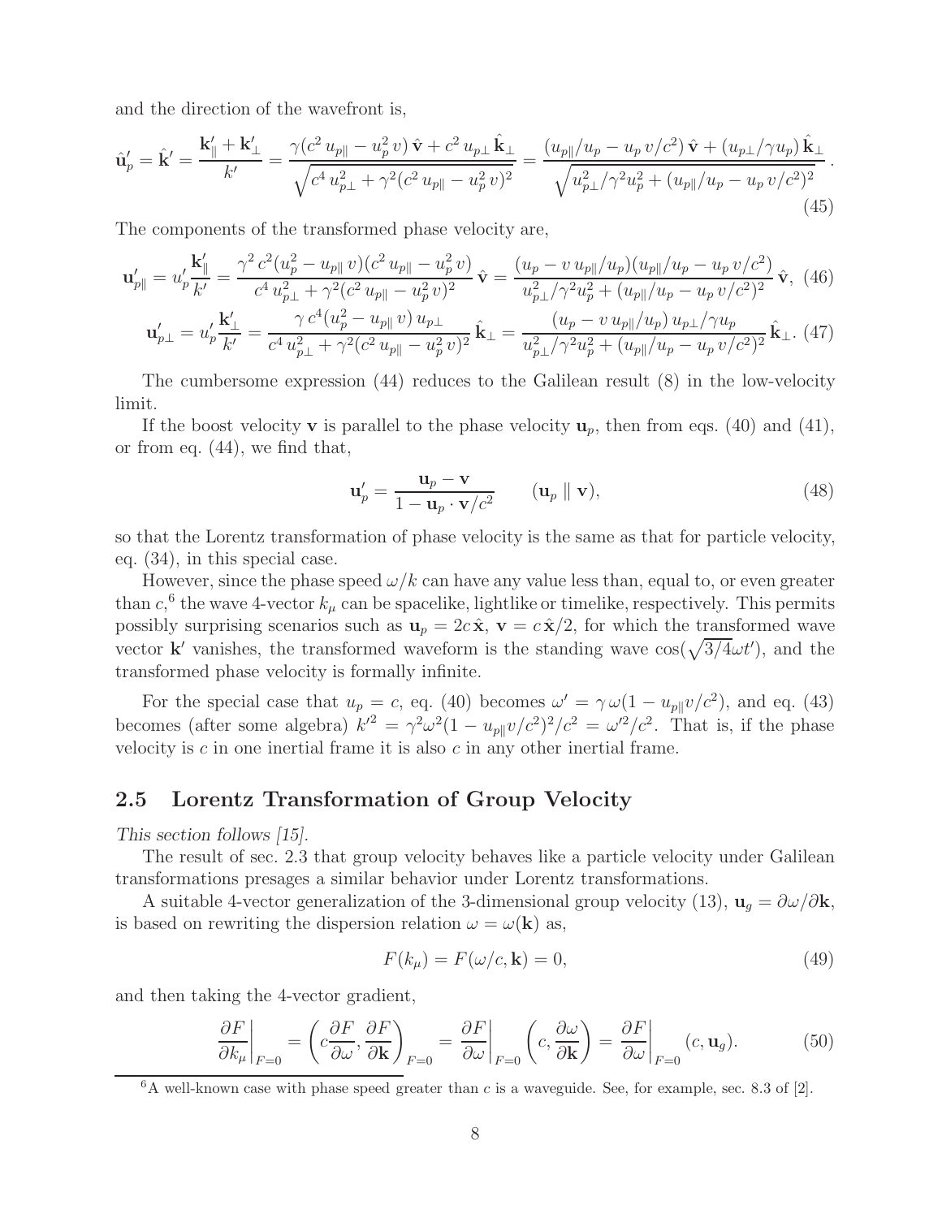and the direction of the wavefront is,

$$\hat{\mathbf{u}}'_p = \hat{\mathbf{k}}' = \frac{\mathbf{k}'_\parallel + \mathbf{k}'_\perp}{k'} = \frac{\gamma(c^2\, u_{p\parallel} - u_p^2\, v)\,\hat{\mathbf{v}} + c^2\, u_{p\perp}\,\hat{\mathbf{k}}_\perp}{\sqrt{c^4\, u_{p\perp}^2 + \gamma^2(c^2\, u_{p\parallel} - u_p^2\, v)^2}} = \frac{(u_{p\parallel}/u_p - u_p\, v/c^2)\,\hat{\mathbf{v}} + (u_{p\perp}/\gamma u_p)\,\hat{\mathbf{k}}_\perp}{\sqrt{u_{p\perp}^2/\gamma^2 u_p^2 + (u_{p\parallel}/u_p - u_p\, v/c^2)^2}}\,. \tag{45}$$

The components of the transformed phase velocity are,

$$\mathbf{u}'_{p\parallel} = u'_p \frac{\mathbf{k}'_\parallel}{k'} = \frac{\gamma^2\, c^2 (u_p^2 - u_{p\parallel}\, v)(c^2\, u_{p\parallel} - u_p^2\, v)}{c^4\, u_{p\perp}^2 + \gamma^2(c^2\, u_{p\parallel} - u_p^2\, v)^2}\,\hat{\mathbf{v}} = \frac{(u_p - v\, u_{p\parallel}/u_p)(u_{p\parallel}/u_p - u_p\, v/c^2)}{u_{p\perp}^2/\gamma^2 u_p^2 + (u_{p\parallel}/u_p - u_p\, v/c^2)^2}\,\hat{\mathbf{v}}, \tag{46}$$

$$\mathbf{u}'_{p\perp} = u'_p \frac{\mathbf{k}'_\perp}{k'} = \frac{\gamma\, c^4 (u_p^2 - u_{p\parallel}\, v)\, u_{p\perp}}{c^4\, u_{p\perp}^2 + \gamma^2(c^2\, u_{p\parallel} - u_p^2\, v)^2}\,\hat{\mathbf{k}}_\perp = \frac{(u_p - v\, u_{p\parallel}/u_p)\, u_{p\perp}/\gamma u_p}{u_{p\perp}^2/\gamma^2 u_p^2 + (u_{p\parallel}/u_p - u_p\, v/c^2)^2}\,\hat{\mathbf{k}}_\perp. \tag{47}$$

The cumbersome expression (44) reduces to the Galilean result (8) in the low-velocity limit.

If the boost velocity $\mathbf{v}$ is parallel to the phase velocity $\mathbf{u}_p$, then from eqs. (40) and (41), or from eq. (44), we find that,

$$\mathbf{u}'_p = \frac{\mathbf{u}_p - \mathbf{v}}{1 - \mathbf{u}_p \cdot \mathbf{v}/c^2} \qquad (\mathbf{u}_p \parallel \mathbf{v}), \tag{48}$$

so that the Lorentz transformation of phase velocity is the same as that for particle velocity, eq. (34), in this special case.

However, since the phase speed $\omega/k$ can have any value less than, equal to, or even greater than $c$,[6] the wave 4-vector $k_\mu$ can be spacelike, lightlike or timelike, respectively. This permits possibly surprising scenarios such as $\mathbf{u}_p = 2c\,\hat{\mathbf{x}}$, $\mathbf{v} = c\,\hat{\mathbf{x}}/2$, for which the transformed wave vector $\mathbf{k}'$ vanishes, the transformed waveform is the standing wave $\cos(\sqrt{3/4}\omega t')$, and the transformed phase velocity is formally infinite.

For the special case that $u_p = c$, eq. (40) becomes $\omega' = \gamma\,\omega(1 - u_{p\parallel} v/c^2)$, and eq. (43) becomes (after some algebra) $k'^2 = \gamma^2\omega^2(1 - u_{p\parallel} v/c^2)^2/c^2 = \omega'^2/c^2$. That is, if the phase velocity is $c$ in one inertial frame it is also $c$ in any other inertial frame.

## 2.5 Lorentz Transformation of Group Velocity

*This section follows [15].*

The result of sec. 2.3 that group velocity behaves like a particle velocity under Galilean transformations presages a similar behavior under Lorentz transformations.

A suitable 4-vector generalization of the 3-dimensional group velocity (13), $\mathbf{u}_g = \partial\omega/\partial\mathbf{k}$, is based on rewriting the dispersion relation $\omega = \omega(\mathbf{k})$ as,

$$F(k_\mu) = F(\omega/c, \mathbf{k}) = 0, \tag{49}$$

and then taking the 4-vector gradient,

$$\left.\frac{\partial F}{\partial k_\mu}\right|_{F=0} = \left(c\frac{\partial F}{\partial \omega}, \frac{\partial F}{\partial \mathbf{k}}\right)_{F=0} = \left.\frac{\partial F}{\partial \omega}\right|_{F=0} \left(c, \frac{\partial \omega}{\partial \mathbf{k}}\right) = \left.\frac{\partial F}{\partial \omega}\right|_{F=0} (c, \mathbf{u}_g). \tag{50}$$

[6] A well-known case with phase speed greater than $c$ is a waveguide. See, for example, sec. 8.3 of [2].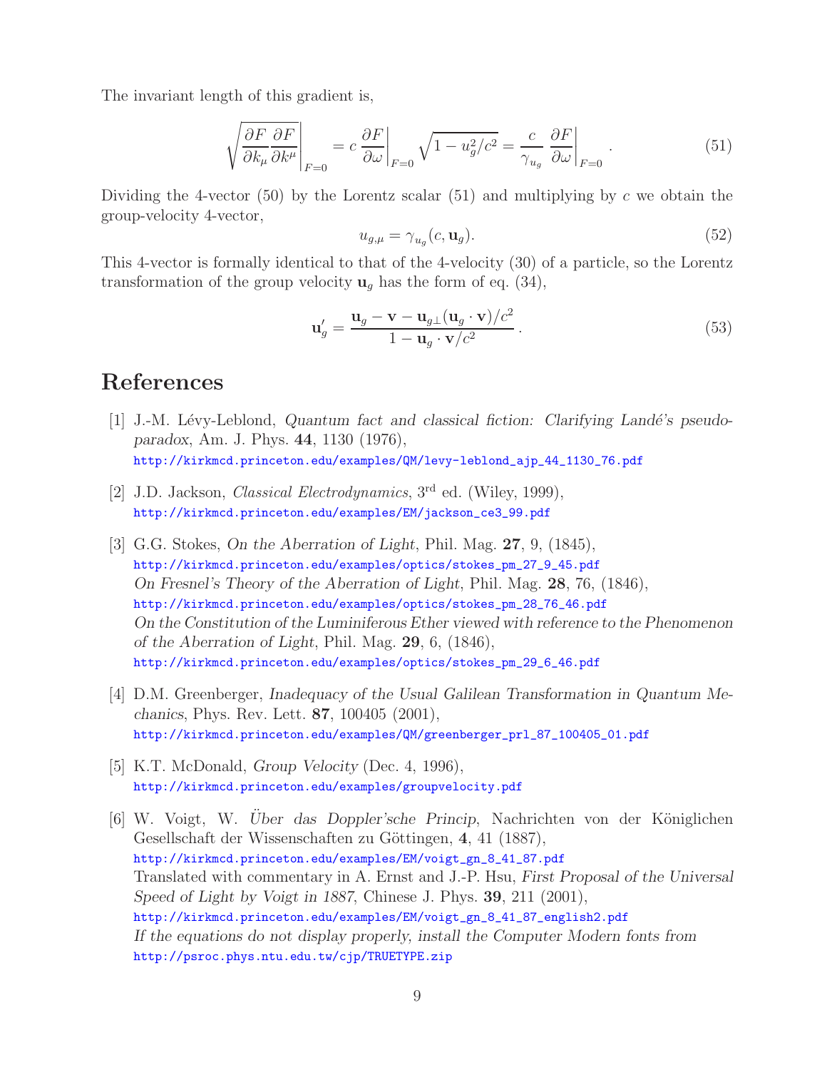The invariant length of this gradient is,

$$\sqrt{\frac{\partial F}{\partial k_\mu}\frac{\partial F}{\partial k^\mu}}\Bigg|_{F=0} = c\,\frac{\partial F}{\partial \omega}\bigg|_{F=0}\sqrt{1 - u_g^2/c^2} = \frac{c}{\gamma_{u_g}}\,\frac{\partial F}{\partial \omega}\bigg|_{F=0}. \tag{51}$$

Dividing the 4-vector (50) by the Lorentz scalar (51) and multiplying by $c$ we obtain the group-velocity 4-vector,

$$u_{g,\mu} = \gamma_{u_g}(c, \mathbf{u}_g). \tag{52}$$

This 4-vector is formally identical to that of the 4-velocity (30) of a particle, so the Lorentz transformation of the group velocity $\mathbf{u}_g$ has the form of eq. (34),

$$\mathbf{u}'_g = \frac{\mathbf{u}_g - \mathbf{v} - \mathbf{u}_{g\perp}(\mathbf{u}_g \cdot \mathbf{v})/c^2}{1 - \mathbf{u}_g \cdot \mathbf{v}/c^2}. \tag{53}$$

# References

[1] J.-M. Lévy-Leblond, *Quantum fact and classical fiction: Clarifying Landé's pseudo-paradox*, Am. J. Phys. **44**, 1130 (1976),
http://kirkmcd.princeton.edu/examples/QM/levy-leblond_ajp_44_1130_76.pdf

[2] J.D. Jackson, *Classical Electrodynamics*, 3rd ed. (Wiley, 1999),
http://kirkmcd.princeton.edu/examples/EM/jackson_ce3_99.pdf

[3] G.G. Stokes, *On the Aberration of Light*, Phil. Mag. **27**, 9, (1845),
http://kirkmcd.princeton.edu/examples/optics/stokes_pm_27_9_45.pdf
*On Fresnel's Theory of the Aberration of Light*, Phil. Mag. **28**, 76, (1846),
http://kirkmcd.princeton.edu/examples/optics/stokes_pm_28_76_46.pdf
*On the Constitution of the Luminiferous Ether viewed with reference to the Phenomenon of the Aberration of Light*, Phil. Mag. **29**, 6, (1846),
http://kirkmcd.princeton.edu/examples/optics/stokes_pm_29_6_46.pdf

[4] D.M. Greenberger, *Inadequacy of the Usual Galilean Transformation in Quantum Mechanics*, Phys. Rev. Lett. **87**, 100405 (2001),
http://kirkmcd.princeton.edu/examples/QM/greenberger_prl_87_100405_01.pdf

[5] K.T. McDonald, *Group Velocity* (Dec. 4, 1996),
http://kirkmcd.princeton.edu/examples/groupvelocity.pdf

[6] W. Voigt, W. *Über das Doppler'sche Princip*, Nachrichten von der Königlichen Gesellschaft der Wissenschaften zu Göttingen, **4**, 41 (1887),
http://kirkmcd.princeton.edu/examples/EM/voigt_gn_8_41_87.pdf
Translated with commentary in A. Ernst and J.-P. Hsu, *First Proposal of the Universal Speed of Light by Voigt in 1887*, Chinese J. Phys. **39**, 211 (2001),
http://kirkmcd.princeton.edu/examples/EM/voigt_gn_8_41_87_english2.pdf
*If the equations do not display properly, install the Computer Modern fonts from*
http://psroc.phys.ntu.edu.tw/cjp/TRUETYPE.zip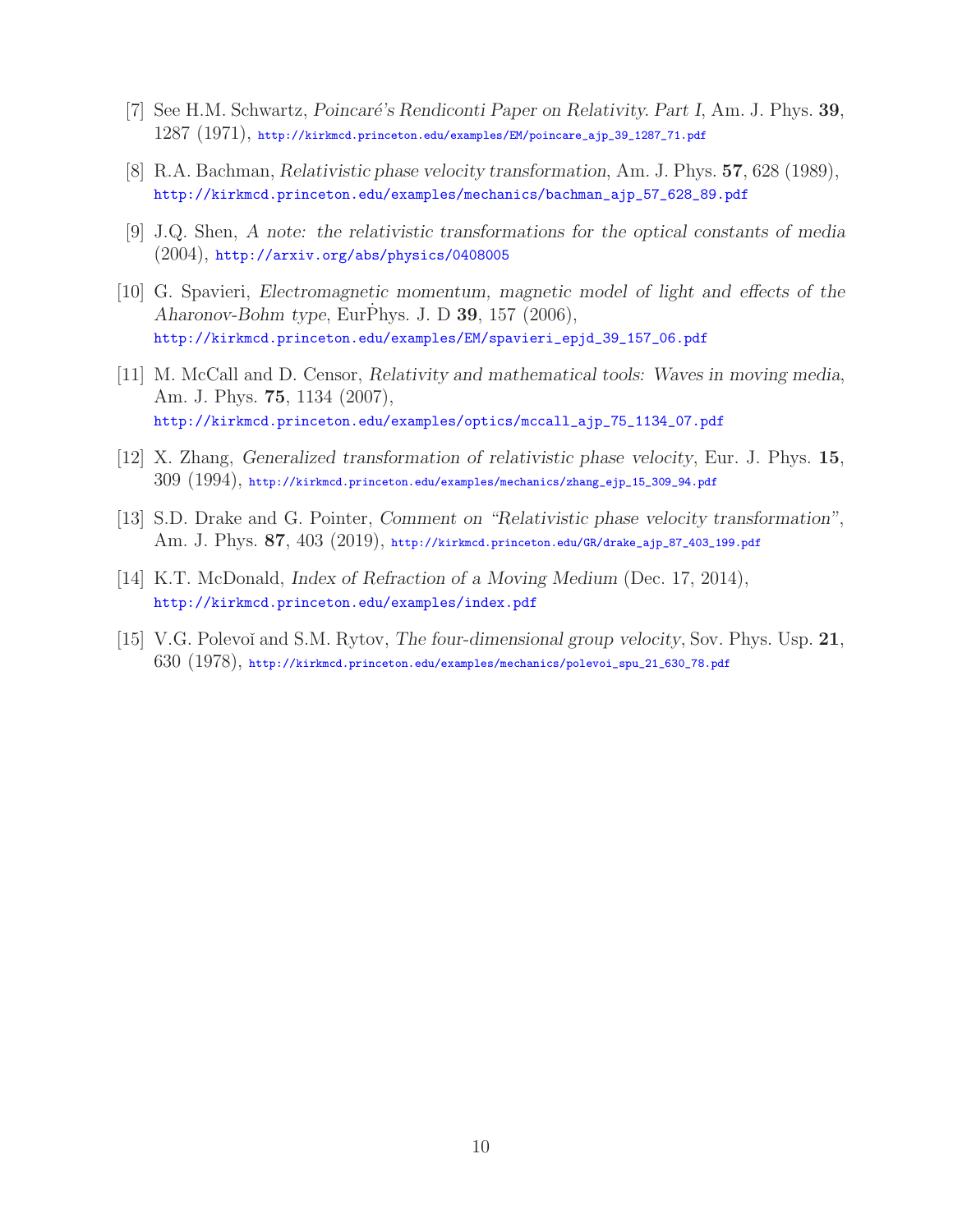[7] See H.M. Schwartz, *Poincaré's Rendiconti Paper on Relativity. Part I*, Am. J. Phys. **39**, 1287 (1971), http://kirkmcd.princeton.edu/examples/EM/poincare_ajp_39_1287_71.pdf

[8] R.A. Bachman, *Relativistic phase velocity transformation*, Am. J. Phys. **57**, 628 (1989), http://kirkmcd.princeton.edu/examples/mechanics/bachman_ajp_57_628_89.pdf

[9] J.Q. Shen, *A note: the relativistic transformations for the optical constants of media* (2004), http://arxiv.org/abs/physics/0408005

[10] G. Spavieri, *Electromagnetic momentum, magnetic model of light and effects of the Aharonov-Bohm type*, EurṖhys. J. D **39**, 157 (2006), http://kirkmcd.princeton.edu/examples/EM/spavieri_epjd_39_157_06.pdf

[11] M. McCall and D. Censor, *Relativity and mathematical tools: Waves in moving media*, Am. J. Phys. **75**, 1134 (2007), http://kirkmcd.princeton.edu/examples/optics/mccall_ajp_75_1134_07.pdf

[12] X. Zhang, *Generalized transformation of relativistic phase velocity*, Eur. J. Phys. **15**, 309 (1994), http://kirkmcd.princeton.edu/examples/mechanics/zhang_ejp_15_309_94.pdf

[13] S.D. Drake and G. Pointer, *Comment on "Relativistic phase velocity transformation"*, Am. J. Phys. **87**, 403 (2019), http://kirkmcd.princeton.edu/GR/drake_ajp_87_403_199.pdf

[14] K.T. McDonald, *Index of Refraction of a Moving Medium* (Dec. 17, 2014), http://kirkmcd.princeton.edu/examples/index.pdf

[15] V.G. Polevoĭ and S.M. Rytov, *The four-dimensional group velocity*, Sov. Phys. Usp. **21**, 630 (1978), http://kirkmcd.princeton.edu/examples/mechanics/polevoi_spu_21_630_78.pdf